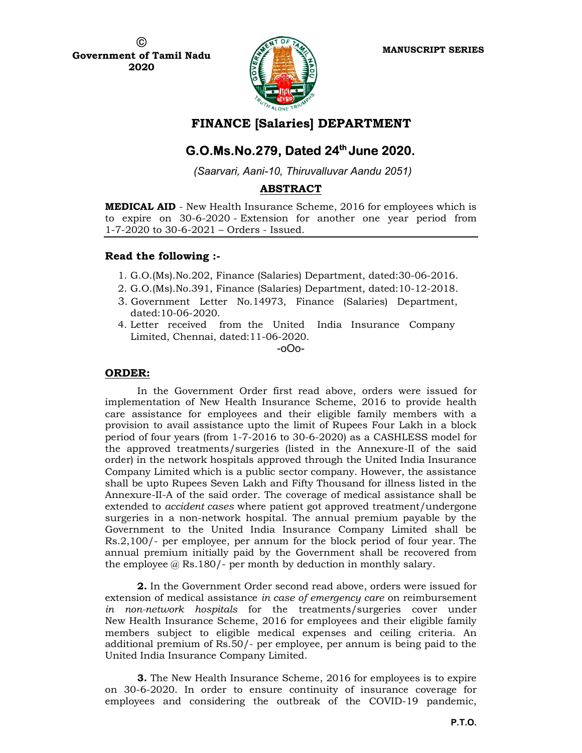©
**Government of Tamil Nadu**
**2020**

**MANUSCRIPT SERIES**

# FINANCE [Salaries] DEPARTMENT

## G.O.Ms.No.279, Dated 24th June 2020.

*(Saarvari, Aani-10, Thiruvalluvar Aandu 2051)*

### ABSTRACT

**MEDICAL AID** - New Health Insurance Scheme, 2016 for employees which is to expire on 30-6-2020 - Extension for another one year period from 1-7-2020 to 30-6-2021 – Orders - Issued.

### Read the following :-

1. G.O.(Ms).No.202, Finance (Salaries) Department, dated:30-06-2016.
2. G.O.(Ms).No.391, Finance (Salaries) Department, dated:10-12-2018.
3. Government Letter No.14973, Finance (Salaries) Department, dated:10-06-2020.
4. Letter received from the United India Insurance Company Limited, Chennai, dated:11-06-2020.

-oOo-

### ORDER:

In the Government Order first read above, orders were issued for implementation of New Health Insurance Scheme, 2016 to provide health care assistance for employees and their eligible family members with a provision to avail assistance upto the limit of Rupees Four Lakh in a block period of four years (from 1-7-2016 to 30-6-2020) as a CASHLESS model for the approved treatments/surgeries (listed in the Annexure-II of the said order) in the network hospitals approved through the United India Insurance Company Limited which is a public sector company. However, the assistance shall be upto Rupees Seven Lakh and Fifty Thousand for illness listed in the Annexure-II-A of the said order. The coverage of medical assistance shall be extended to *accident cases* where patient got approved treatment/undergone surgeries in a non-network hospital. The annual premium payable by the Government to the United India Insurance Company Limited shall be Rs.2,100/- per employee, per annum for the block period of four year. The annual premium initially paid by the Government shall be recovered from the employee @ Rs.180/- per month by deduction in monthly salary.

**2.** In the Government Order second read above, orders were issued for extension of medical assistance *in case of emergency care* on reimbursement *in non-network hospitals* for the treatments/surgeries cover under New Health Insurance Scheme, 2016 for employees and their eligible family members subject to eligible medical expenses and ceiling criteria. An additional premium of Rs.50/- per employee, per annum is being paid to the United India Insurance Company Limited.

**3.** The New Health Insurance Scheme, 2016 for employees is to expire on 30-6-2020. In order to ensure continuity of insurance coverage for employees and considering the outbreak of the COVID-19 pandemic,

P.T.O.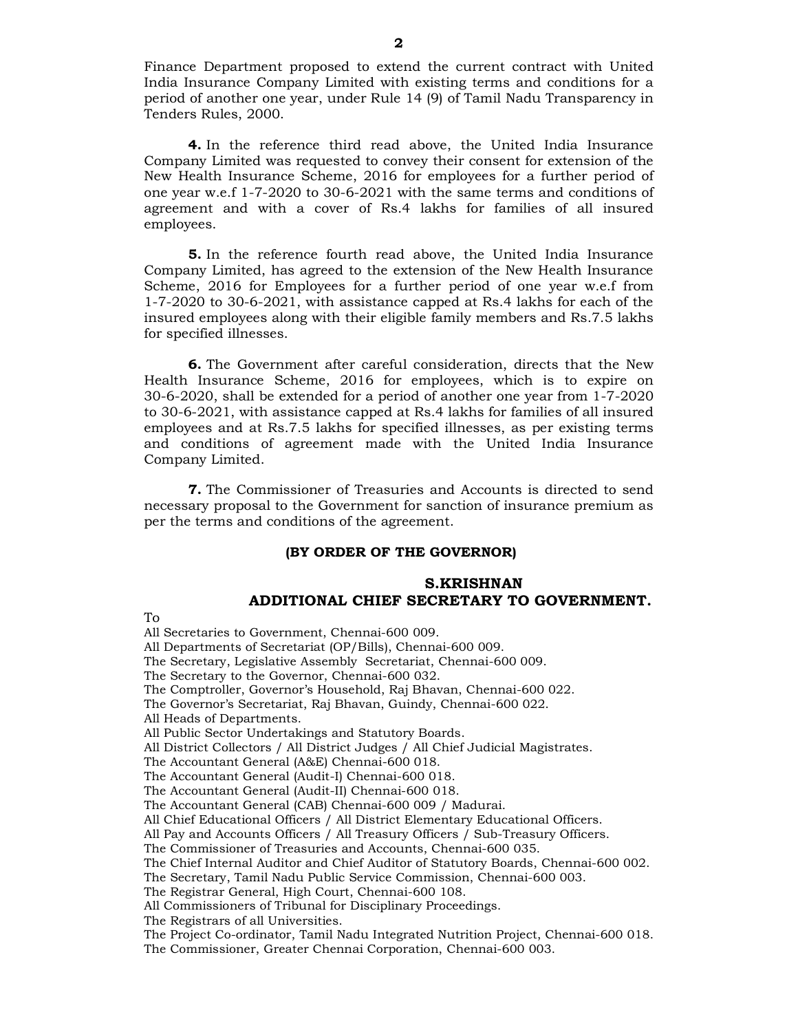Finance Department proposed to extend the current contract with United India Insurance Company Limited with existing terms and conditions for a period of another one year, under Rule 14 (9) of Tamil Nadu Transparency in Tenders Rules, 2000.

**4.** In the reference third read above, the United India Insurance Company Limited was requested to convey their consent for extension of the New Health Insurance Scheme, 2016 for employees for a further period of one year w.e.f 1-7-2020 to 30-6-2021 with the same terms and conditions of agreement and with a cover of Rs.4 lakhs for families of all insured employees.

**5.** In the reference fourth read above, the United India Insurance Company Limited, has agreed to the extension of the New Health Insurance Scheme, 2016 for Employees for a further period of one year w.e.f from 1-7-2020 to 30-6-2021, with assistance capped at Rs.4 lakhs for each of the insured employees along with their eligible family members and Rs.7.5 lakhs for specified illnesses.

**6.** The Government after careful consideration, directs that the New Health Insurance Scheme, 2016 for employees, which is to expire on 30-6-2020, shall be extended for a period of another one year from 1-7-2020 to 30-6-2021, with assistance capped at Rs.4 lakhs for families of all insured employees and at Rs.7.5 lakhs for specified illnesses, as per existing terms and conditions of agreement made with the United India Insurance Company Limited.

**7.** The Commissioner of Treasuries and Accounts is directed to send necessary proposal to the Government for sanction of insurance premium as per the terms and conditions of the agreement.

**(BY ORDER OF THE GOVERNOR)**

**S.KRISHNAN**
**ADDITIONAL CHIEF SECRETARY TO GOVERNMENT.**

To
All Secretaries to Government, Chennai-600 009.
All Departments of Secretariat (OP/Bills), Chennai-600 009.
The Secretary, Legislative Assembly Secretariat, Chennai-600 009.
The Secretary to the Governor, Chennai-600 032.
The Comptroller, Governor's Household, Raj Bhavan, Chennai-600 022.
The Governor's Secretariat, Raj Bhavan, Guindy, Chennai-600 022.
All Heads of Departments.
All Public Sector Undertakings and Statutory Boards.
All District Collectors / All District Judges / All Chief Judicial Magistrates.
The Accountant General (A&E) Chennai-600 018.
The Accountant General (Audit-I) Chennai-600 018.
The Accountant General (Audit-II) Chennai-600 018.
The Accountant General (CAB) Chennai-600 009 / Madurai.
All Chief Educational Officers / All District Elementary Educational Officers.
All Pay and Accounts Officers / All Treasury Officers / Sub-Treasury Officers.
The Commissioner of Treasuries and Accounts, Chennai-600 035.
The Chief Internal Auditor and Chief Auditor of Statutory Boards, Chennai-600 002.
The Secretary, Tamil Nadu Public Service Commission, Chennai-600 003.
The Registrar General, High Court, Chennai-600 108.
All Commissioners of Tribunal for Disciplinary Proceedings.
The Registrars of all Universities.
The Project Co-ordinator, Tamil Nadu Integrated Nutrition Project, Chennai-600 018.
The Commissioner, Greater Chennai Corporation, Chennai-600 003.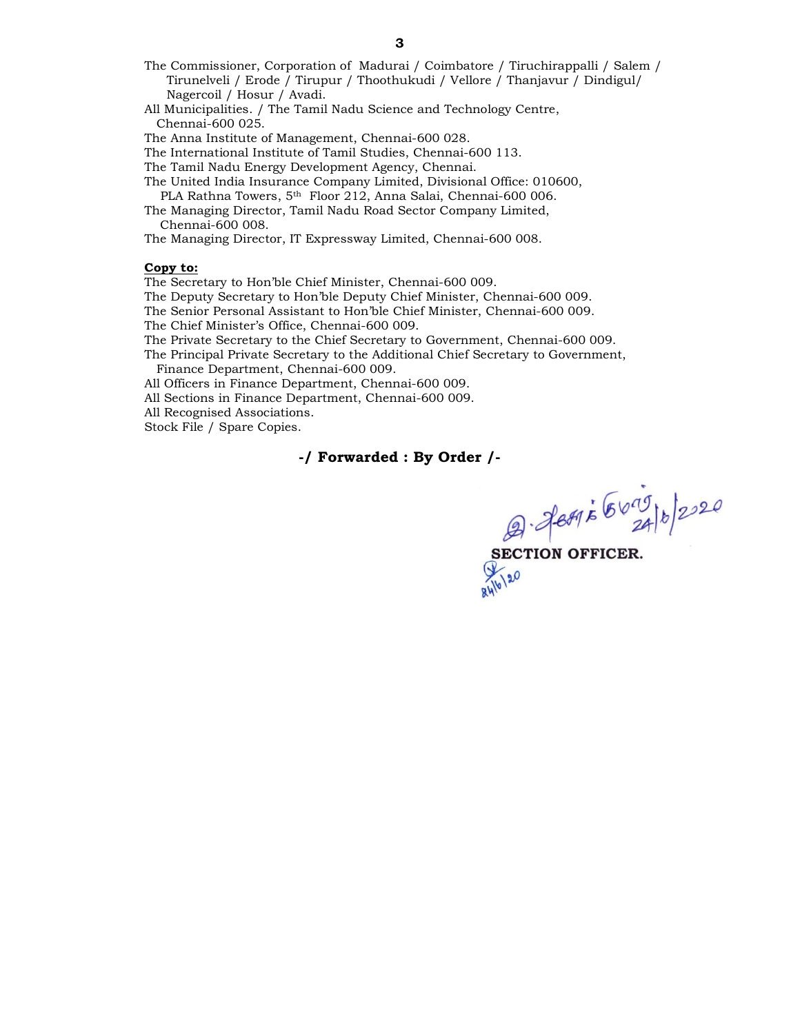The Commissioner, Corporation of Madurai / Coimbatore / Tiruchirappalli / Salem / Tirunelveli / Erode / Tirupur / Thoothukudi / Vellore / Thanjavur / Dindigul/ Nagercoil / Hosur / Avadi.
All Municipalities. / The Tamil Nadu Science and Technology Centre, Chennai-600 025.
The Anna Institute of Management, Chennai-600 028.
The International Institute of Tamil Studies, Chennai-600 113.
The Tamil Nadu Energy Development Agency, Chennai.
The United India Insurance Company Limited, Divisional Office: 010600, PLA Rathna Towers, 5th Floor 212, Anna Salai, Chennai-600 006.
The Managing Director, Tamil Nadu Road Sector Company Limited, Chennai-600 008.
The Managing Director, IT Expressway Limited, Chennai-600 008.

**Copy to:**

The Secretary to Hon'ble Chief Minister, Chennai-600 009.
The Deputy Secretary to Hon'ble Deputy Chief Minister, Chennai-600 009.
The Senior Personal Assistant to Hon'ble Chief Minister, Chennai-600 009.
The Chief Minister's Office, Chennai-600 009.
The Private Secretary to the Chief Secretary to Government, Chennai-600 009.
The Principal Private Secretary to the Additional Chief Secretary to Government, Finance Department, Chennai-600 009.
All Officers in Finance Department, Chennai-600 009.
All Sections in Finance Department, Chennai-600 009.
All Recognised Associations.
Stock File / Spare Copies.

**-/ Forwarded : By Order /-**

24/6/2020

**SECTION OFFICER.**

24/6/20